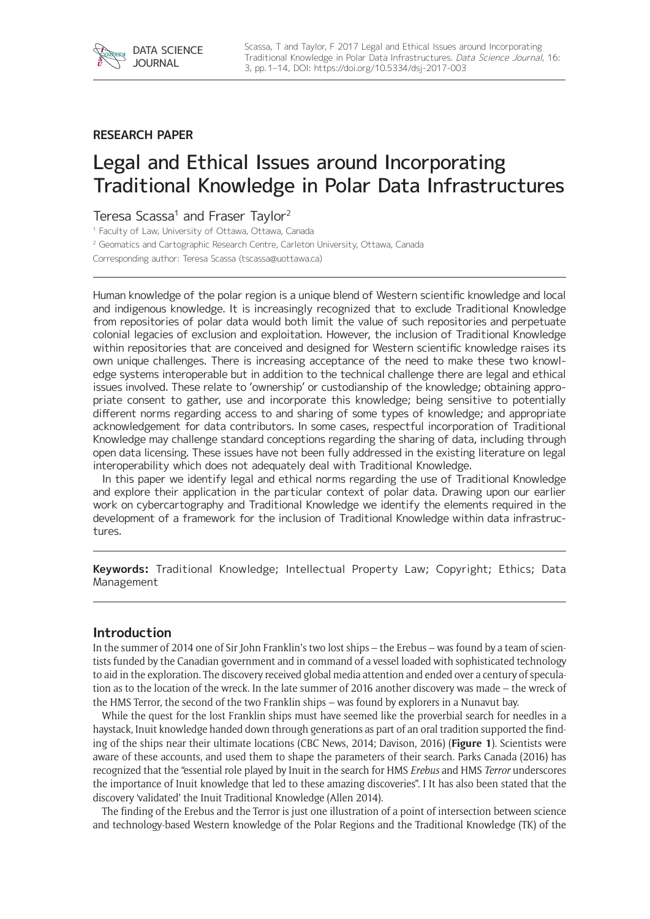RESEARCH PAPER

# Legal and Ethical Issues around Incorporating Traditional Knowledge in Polar Data Infrastructures

Teresa Scassa[1] and Fraser Taylor[2]

[1] Faculty of Law, University of Ottawa, Ottawa, Canada

[2] Geomatics and Cartographic Research Centre, Carleton University, Ottawa, Canada

Corresponding author: Teresa Scassa (tscassa@uottawa.ca)

Human knowledge of the polar region is a unique blend of Western scientific knowledge and local and indigenous knowledge. It is increasingly recognized that to exclude Traditional Knowledge from repositories of polar data would both limit the value of such repositories and perpetuate colonial legacies of exclusion and exploitation. However, the inclusion of Traditional Knowledge within repositories that are conceived and designed for Western scientific knowledge raises its own unique challenges. There is increasing acceptance of the need to make these two knowledge systems interoperable but in addition to the technical challenge there are legal and ethical issues involved. These relate to 'ownership' or custodianship of the knowledge; obtaining appropriate consent to gather, use and incorporate this knowledge; being sensitive to potentially different norms regarding access to and sharing of some types of knowledge; and appropriate acknowledgement for data contributors. In some cases, respectful incorporation of Traditional Knowledge may challenge standard conceptions regarding the sharing of data, including through open data licensing. These issues have not been fully addressed in the existing literature on legal interoperability which does not adequately deal with Traditional Knowledge.

In this paper we identify legal and ethical norms regarding the use of Traditional Knowledge and explore their application in the particular context of polar data. Drawing upon our earlier work on cybercartography and Traditional Knowledge we identify the elements required in the development of a framework for the inclusion of Traditional Knowledge within data infrastructures.

**Keywords:** Traditional Knowledge; Intellectual Property Law; Copyright; Ethics; Data Management

## Introduction

In the summer of 2014 one of Sir John Franklin's two lost ships – the Erebus – was found by a team of scientists funded by the Canadian government and in command of a vessel loaded with sophisticated technology to aid in the exploration. The discovery received global media attention and ended over a century of speculation as to the location of the wreck. In the late summer of 2016 another discovery was made – the wreck of the HMS Terror, the second of the two Franklin ships – was found by explorers in a Nunavut bay.

While the quest for the lost Franklin ships must have seemed like the proverbial search for needles in a haystack, Inuit knowledge handed down through generations as part of an oral tradition supported the finding of the ships near their ultimate locations (CBC News, 2014; Davison, 2016) (**Figure 1**). Scientists were aware of these accounts, and used them to shape the parameters of their search. Parks Canada (2016) has recognized that the "essential role played by Inuit in the search for HMS *Erebus* and HMS *Terror* underscores the importance of Inuit knowledge that led to these amazing discoveries". I It has also been stated that the discovery 'validated' the Inuit Traditional Knowledge (Allen 2014).

The finding of the Erebus and the Terror is just one illustration of a point of intersection between science and technology-based Western knowledge of the Polar Regions and the Traditional Knowledge (TK) of the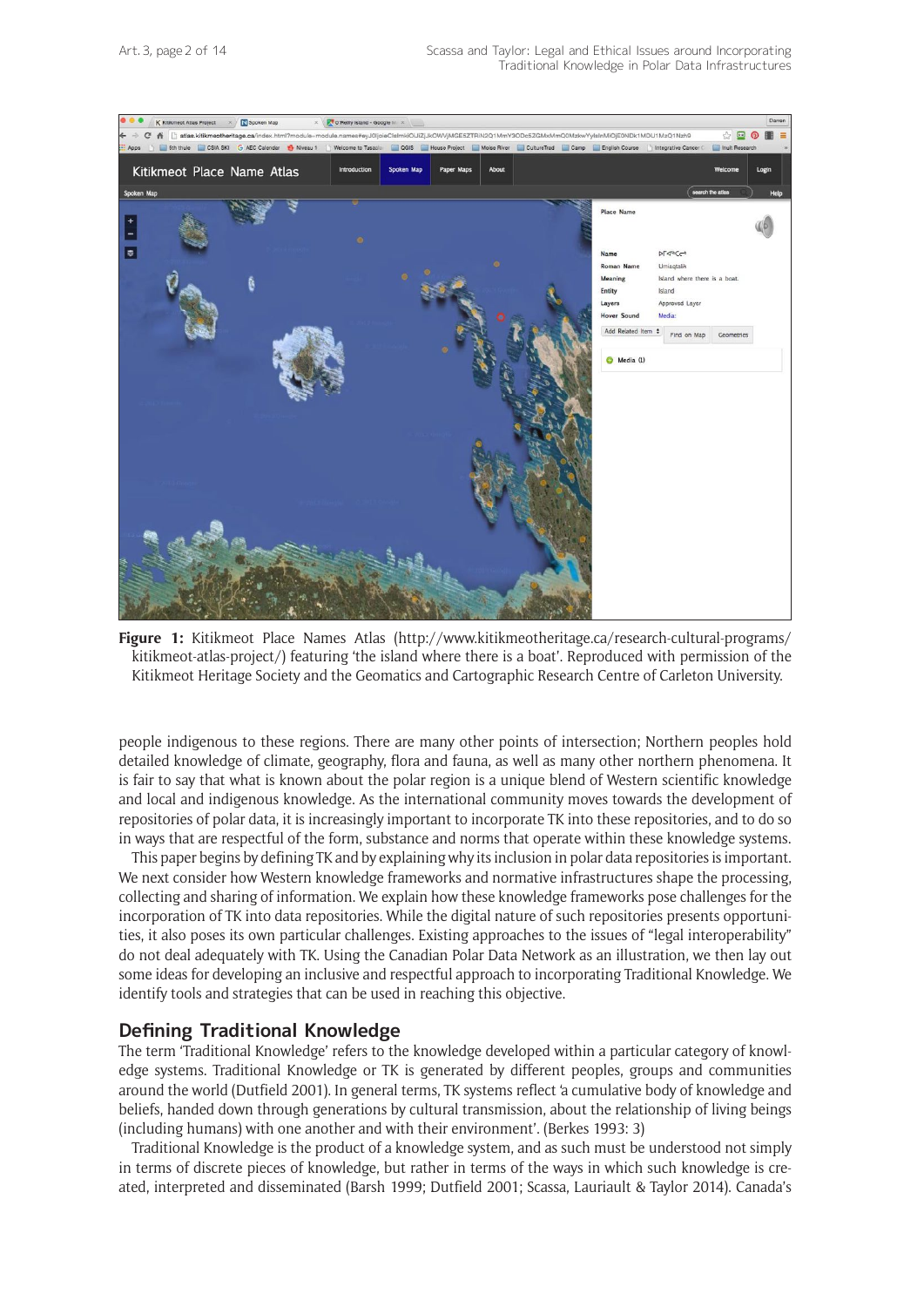**Figure 1:** Kitikmeot Place Names Atlas (http://www.kitikmeotheritage.ca/research-cultural-programs/kitikmeot-atlas-project/) featuring 'the island where there is a boat'. Reproduced with permission of the Kitikmeot Heritage Society and the Geomatics and Cartographic Research Centre of Carleton University.

people indigenous to these regions. There are many other points of intersection; Northern peoples hold detailed knowledge of climate, geography, flora and fauna, as well as many other northern phenomena. It is fair to say that what is known about the polar region is a unique blend of Western scientific knowledge and local and indigenous knowledge. As the international community moves towards the development of repositories of polar data, it is increasingly important to incorporate TK into these repositories, and to do so in ways that are respectful of the form, substance and norms that operate within these knowledge systems.

This paper begins by defining TK and by explaining why its inclusion in polar data repositories is important. We next consider how Western knowledge frameworks and normative infrastructures shape the processing, collecting and sharing of information. We explain how these knowledge frameworks pose challenges for the incorporation of TK into data repositories. While the digital nature of such repositories presents opportunities, it also poses its own particular challenges. Existing approaches to the issues of "legal interoperability" do not deal adequately with TK. Using the Canadian Polar Data Network as an illustration, we then lay out some ideas for developing an inclusive and respectful approach to incorporating Traditional Knowledge. We identify tools and strategies that can be used in reaching this objective.

## Defining Traditional Knowledge

The term 'Traditional Knowledge' refers to the knowledge developed within a particular category of knowledge systems. Traditional Knowledge or TK is generated by different peoples, groups and communities around the world (Dutfield 2001). In general terms, TK systems reflect 'a cumulative body of knowledge and beliefs, handed down through generations by cultural transmission, about the relationship of living beings (including humans) with one another and with their environment'. (Berkes 1993: 3)

Traditional Knowledge is the product of a knowledge system, and as such must be understood not simply in terms of discrete pieces of knowledge, but rather in terms of the ways in which such knowledge is created, interpreted and disseminated (Barsh 1999; Dutfield 2001; Scassa, Lauriault & Taylor 2014). Canada's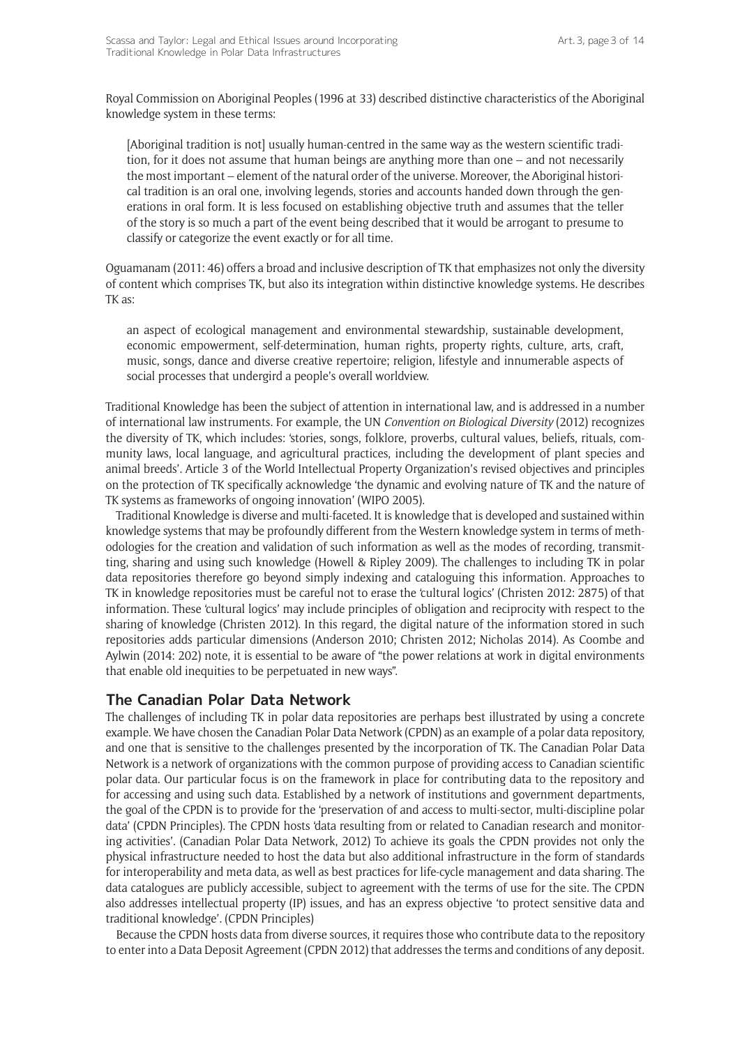Royal Commission on Aboriginal Peoples (1996 at 33) described distinctive characteristics of the Aboriginal knowledge system in these terms:

> [Aboriginal tradition is not] usually human-centred in the same way as the western scientific tradition, for it does not assume that human beings are anything more than one – and not necessarily the most important – element of the natural order of the universe. Moreover, the Aboriginal historical tradition is an oral one, involving legends, stories and accounts handed down through the generations in oral form. It is less focused on establishing objective truth and assumes that the teller of the story is so much a part of the event being described that it would be arrogant to presume to classify or categorize the event exactly or for all time.

Oguamanam (2011: 46) offers a broad and inclusive description of TK that emphasizes not only the diversity of content which comprises TK, but also its integration within distinctive knowledge systems. He describes TK as:

> an aspect of ecological management and environmental stewardship, sustainable development, economic empowerment, self-determination, human rights, property rights, culture, arts, craft, music, songs, dance and diverse creative repertoire; religion, lifestyle and innumerable aspects of social processes that undergird a people's overall worldview.

Traditional Knowledge has been the subject of attention in international law, and is addressed in a number of international law instruments. For example, the UN *Convention on Biological Diversity* (2012) recognizes the diversity of TK, which includes: 'stories, songs, folklore, proverbs, cultural values, beliefs, rituals, community laws, local language, and agricultural practices, including the development of plant species and animal breeds'. Article 3 of the World Intellectual Property Organization's revised objectives and principles on the protection of TK specifically acknowledge 'the dynamic and evolving nature of TK and the nature of TK systems as frameworks of ongoing innovation' (WIPO 2005).

Traditional Knowledge is diverse and multi-faceted. It is knowledge that is developed and sustained within knowledge systems that may be profoundly different from the Western knowledge system in terms of methodologies for the creation and validation of such information as well as the modes of recording, transmitting, sharing and using such knowledge (Howell & Ripley 2009). The challenges to including TK in polar data repositories therefore go beyond simply indexing and cataloguing this information. Approaches to TK in knowledge repositories must be careful not to erase the 'cultural logics' (Christen 2012: 2875) of that information. These 'cultural logics' may include principles of obligation and reciprocity with respect to the sharing of knowledge (Christen 2012). In this regard, the digital nature of the information stored in such repositories adds particular dimensions (Anderson 2010; Christen 2012; Nicholas 2014). As Coombe and Aylwin (2014: 202) note, it is essential to be aware of "the power relations at work in digital environments that enable old inequities to be perpetuated in new ways".

## The Canadian Polar Data Network

The challenges of including TK in polar data repositories are perhaps best illustrated by using a concrete example. We have chosen the Canadian Polar Data Network (CPDN) as an example of a polar data repository, and one that is sensitive to the challenges presented by the incorporation of TK. The Canadian Polar Data Network is a network of organizations with the common purpose of providing access to Canadian scientific polar data. Our particular focus is on the framework in place for contributing data to the repository and for accessing and using such data. Established by a network of institutions and government departments, the goal of the CPDN is to provide for the 'preservation of and access to multi-sector, multi-discipline polar data' (CPDN Principles). The CPDN hosts 'data resulting from or related to Canadian research and monitoring activities'. (Canadian Polar Data Network, 2012) To achieve its goals the CPDN provides not only the physical infrastructure needed to host the data but also additional infrastructure in the form of standards for interoperability and meta data, as well as best practices for life-cycle management and data sharing. The data catalogues are publicly accessible, subject to agreement with the terms of use for the site. The CPDN also addresses intellectual property (IP) issues, and has an express objective 'to protect sensitive data and traditional knowledge'. (CPDN Principles)

Because the CPDN hosts data from diverse sources, it requires those who contribute data to the repository to enter into a Data Deposit Agreement (CPDN 2012) that addresses the terms and conditions of any deposit.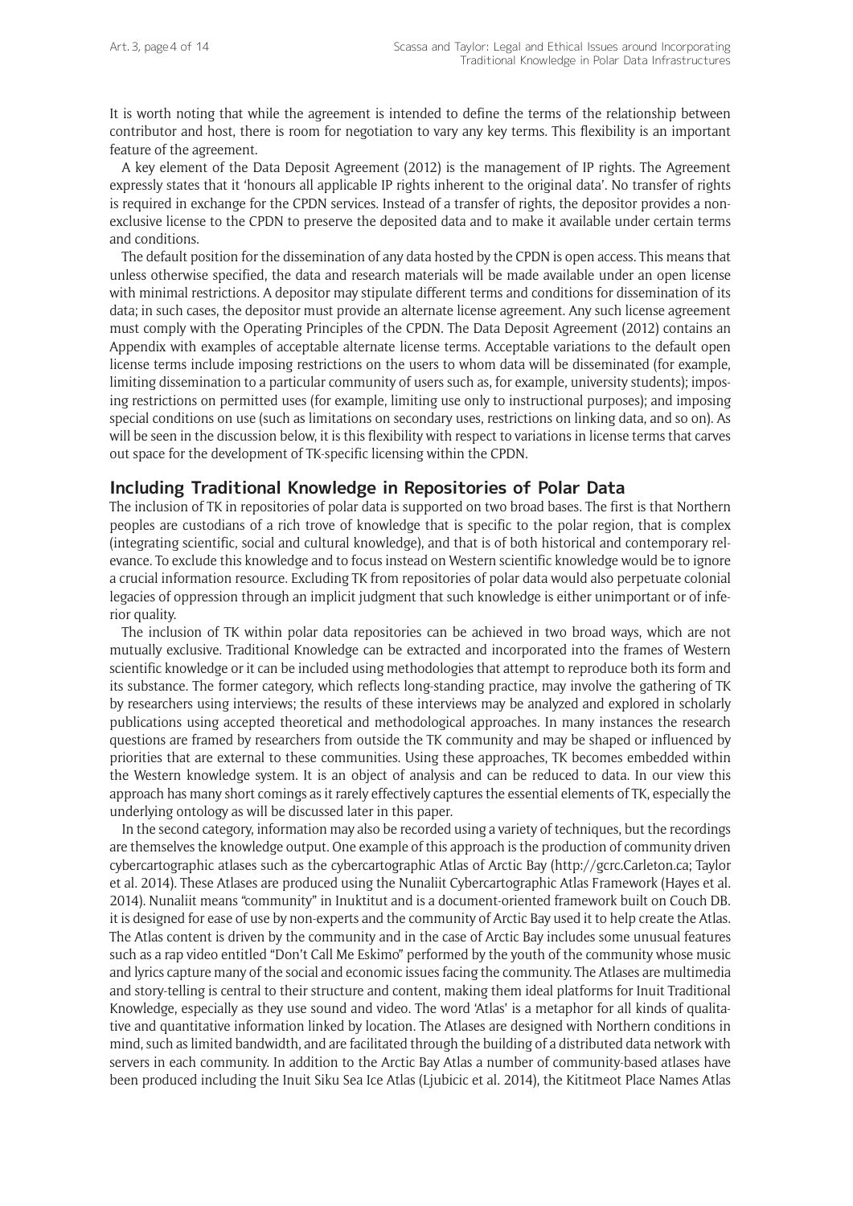It is worth noting that while the agreement is intended to define the terms of the relationship between contributor and host, there is room for negotiation to vary any key terms. This flexibility is an important feature of the agreement.

A key element of the Data Deposit Agreement (2012) is the management of IP rights. The Agreement expressly states that it 'honours all applicable IP rights inherent to the original data'. No transfer of rights is required in exchange for the CPDN services. Instead of a transfer of rights, the depositor provides a non-exclusive license to the CPDN to preserve the deposited data and to make it available under certain terms and conditions.

The default position for the dissemination of any data hosted by the CPDN is open access. This means that unless otherwise specified, the data and research materials will be made available under an open license with minimal restrictions. A depositor may stipulate different terms and conditions for dissemination of its data; in such cases, the depositor must provide an alternate license agreement. Any such license agreement must comply with the Operating Principles of the CPDN. The Data Deposit Agreement (2012) contains an Appendix with examples of acceptable alternate license terms. Acceptable variations to the default open license terms include imposing restrictions on the users to whom data will be disseminated (for example, limiting dissemination to a particular community of users such as, for example, university students); imposing restrictions on permitted uses (for example, limiting use only to instructional purposes); and imposing special conditions on use (such as limitations on secondary uses, restrictions on linking data, and so on). As will be seen in the discussion below, it is this flexibility with respect to variations in license terms that carves out space for the development of TK-specific licensing within the CPDN.

## Including Traditional Knowledge in Repositories of Polar Data

The inclusion of TK in repositories of polar data is supported on two broad bases. The first is that Northern peoples are custodians of a rich trove of knowledge that is specific to the polar region, that is complex (integrating scientific, social and cultural knowledge), and that is of both historical and contemporary relevance. To exclude this knowledge and to focus instead on Western scientific knowledge would be to ignore a crucial information resource. Excluding TK from repositories of polar data would also perpetuate colonial legacies of oppression through an implicit judgment that such knowledge is either unimportant or of inferior quality.

The inclusion of TK within polar data repositories can be achieved in two broad ways, which are not mutually exclusive. Traditional Knowledge can be extracted and incorporated into the frames of Western scientific knowledge or it can be included using methodologies that attempt to reproduce both its form and its substance. The former category, which reflects long-standing practice, may involve the gathering of TK by researchers using interviews; the results of these interviews may be analyzed and explored in scholarly publications using accepted theoretical and methodological approaches. In many instances the research questions are framed by researchers from outside the TK community and may be shaped or influenced by priorities that are external to these communities. Using these approaches, TK becomes embedded within the Western knowledge system. It is an object of analysis and can be reduced to data. In our view this approach has many short comings as it rarely effectively captures the essential elements of TK, especially the underlying ontology as will be discussed later in this paper.

In the second category, information may also be recorded using a variety of techniques, but the recordings are themselves the knowledge output. One example of this approach is the production of community driven cybercartographic atlases such as the cybercartographic Atlas of Arctic Bay (http://gcrc.Carleton.ca; Taylor et al. 2014). These Atlases are produced using the Nunaliit Cybercartographic Atlas Framework (Hayes et al. 2014). Nunaliit means "community" in Inuktitut and is a document-oriented framework built on Couch DB. it is designed for ease of use by non-experts and the community of Arctic Bay used it to help create the Atlas. The Atlas content is driven by the community and in the case of Arctic Bay includes some unusual features such as a rap video entitled "Don't Call Me Eskimo" performed by the youth of the community whose music and lyrics capture many of the social and economic issues facing the community. The Atlases are multimedia and story-telling is central to their structure and content, making them ideal platforms for Inuit Traditional Knowledge, especially as they use sound and video. The word 'Atlas' is a metaphor for all kinds of qualitative and quantitative information linked by location. The Atlases are designed with Northern conditions in mind, such as limited bandwidth, and are facilitated through the building of a distributed data network with servers in each community. In addition to the Arctic Bay Atlas a number of community-based atlases have been produced including the Inuit Siku Sea Ice Atlas (Ljubicic et al. 2014), the Kititmeot Place Names Atlas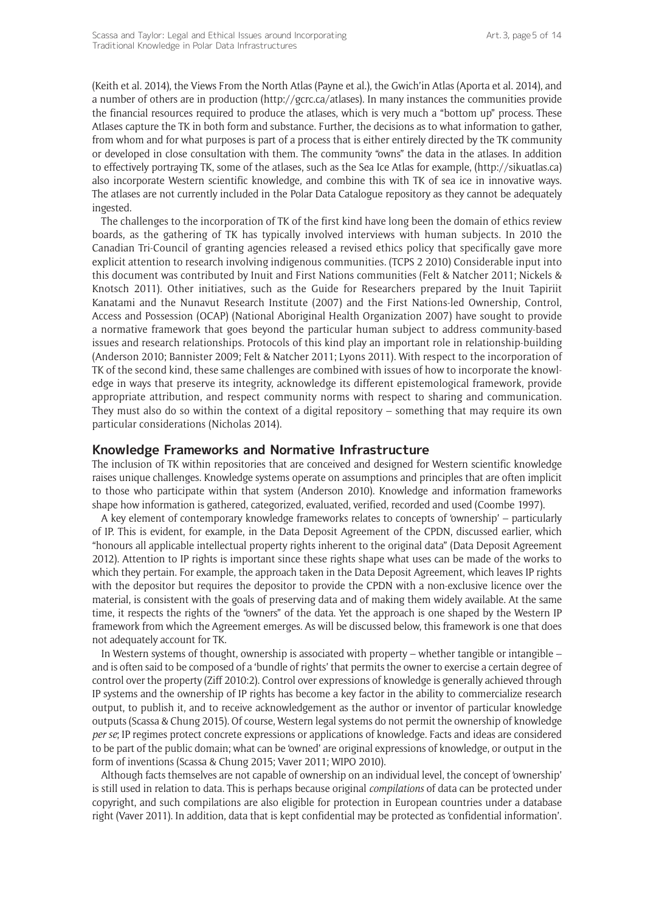(Keith et al. 2014), the Views From the North Atlas (Payne et al.), the Gwich'in Atlas (Aporta et al. 2014), and a number of others are in production (http://gcrc.ca/atlases). In many instances the communities provide the financial resources required to produce the atlases, which is very much a "bottom up" process. These Atlases capture the TK in both form and substance. Further, the decisions as to what information to gather, from whom and for what purposes is part of a process that is either entirely directed by the TK community or developed in close consultation with them. The community "owns" the data in the atlases. In addition to effectively portraying TK, some of the atlases, such as the Sea Ice Atlas for example, (http://sikuatlas.ca) also incorporate Western scientific knowledge, and combine this with TK of sea ice in innovative ways. The atlases are not currently included in the Polar Data Catalogue repository as they cannot be adequately ingested.

The challenges to the incorporation of TK of the first kind have long been the domain of ethics review boards, as the gathering of TK has typically involved interviews with human subjects. In 2010 the Canadian Tri-Council of granting agencies released a revised ethics policy that specifically gave more explicit attention to research involving indigenous communities. (TCPS 2 2010) Considerable input into this document was contributed by Inuit and First Nations communities (Felt & Natcher 2011; Nickels & Knotsch 2011). Other initiatives, such as the Guide for Researchers prepared by the Inuit Tapiriit Kanatami and the Nunavut Research Institute (2007) and the First Nations-led Ownership, Control, Access and Possession (OCAP) (National Aboriginal Health Organization 2007) have sought to provide a normative framework that goes beyond the particular human subject to address community-based issues and research relationships. Protocols of this kind play an important role in relationship-building (Anderson 2010; Bannister 2009; Felt & Natcher 2011; Lyons 2011). With respect to the incorporation of TK of the second kind, these same challenges are combined with issues of how to incorporate the knowledge in ways that preserve its integrity, acknowledge its different epistemological framework, provide appropriate attribution, and respect community norms with respect to sharing and communication. They must also do so within the context of a digital repository – something that may require its own particular considerations (Nicholas 2014).

## Knowledge Frameworks and Normative Infrastructure

The inclusion of TK within repositories that are conceived and designed for Western scientific knowledge raises unique challenges. Knowledge systems operate on assumptions and principles that are often implicit to those who participate within that system (Anderson 2010). Knowledge and information frameworks shape how information is gathered, categorized, evaluated, verified, recorded and used (Coombe 1997).

A key element of contemporary knowledge frameworks relates to concepts of 'ownership' – particularly of IP. This is evident, for example, in the Data Deposit Agreement of the CPDN, discussed earlier, which "honours all applicable intellectual property rights inherent to the original data" (Data Deposit Agreement 2012). Attention to IP rights is important since these rights shape what uses can be made of the works to which they pertain. For example, the approach taken in the Data Deposit Agreement, which leaves IP rights with the depositor but requires the depositor to provide the CPDN with a non-exclusive licence over the material, is consistent with the goals of preserving data and of making them widely available. At the same time, it respects the rights of the "owners" of the data. Yet the approach is one shaped by the Western IP framework from which the Agreement emerges. As will be discussed below, this framework is one that does not adequately account for TK.

In Western systems of thought, ownership is associated with property – whether tangible or intangible – and is often said to be composed of a 'bundle of rights' that permits the owner to exercise a certain degree of control over the property (Ziff 2010:2). Control over expressions of knowledge is generally achieved through IP systems and the ownership of IP rights has become a key factor in the ability to commercialize research output, to publish it, and to receive acknowledgement as the author or inventor of particular knowledge outputs (Scassa & Chung 2015). Of course, Western legal systems do not permit the ownership of knowledge *per se*; IP regimes protect concrete expressions or applications of knowledge. Facts and ideas are considered to be part of the public domain; what can be 'owned' are original expressions of knowledge, or output in the form of inventions (Scassa & Chung 2015; Vaver 2011; WIPO 2010).

Although facts themselves are not capable of ownership on an individual level, the concept of 'ownership' is still used in relation to data. This is perhaps because original *compilations* of data can be protected under copyright, and such compilations are also eligible for protection in European countries under a database right (Vaver 2011). In addition, data that is kept confidential may be protected as 'confidential information'.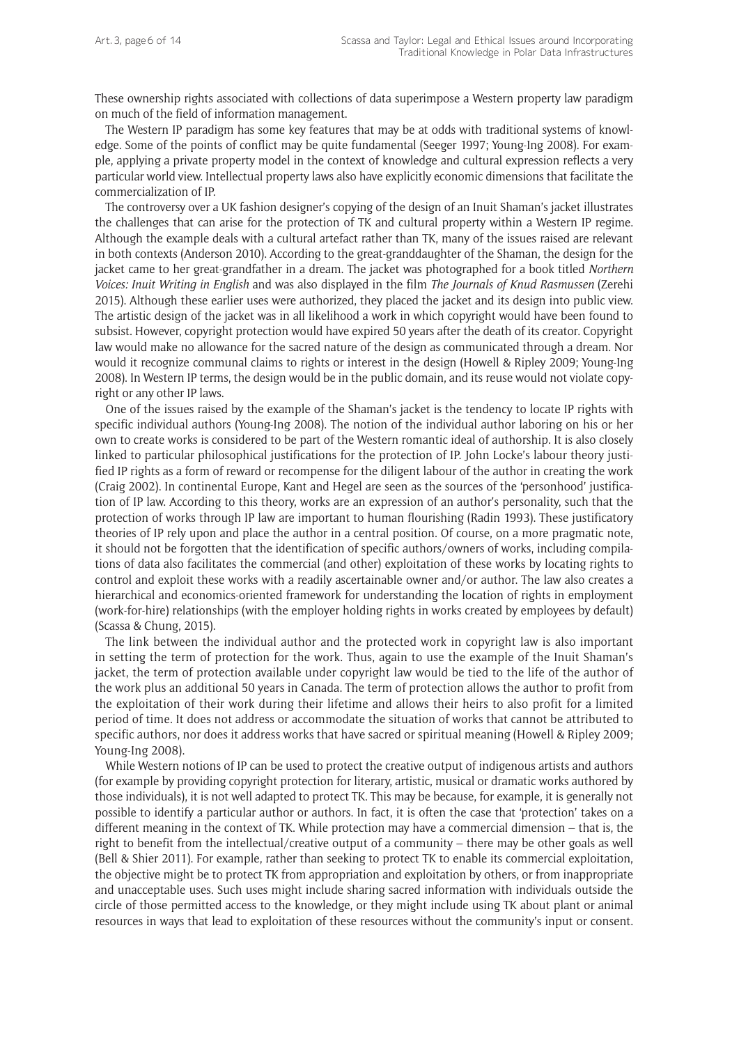These ownership rights associated with collections of data superimpose a Western property law paradigm on much of the field of information management.

The Western IP paradigm has some key features that may be at odds with traditional systems of knowledge. Some of the points of conflict may be quite fundamental (Seeger 1997; Young-Ing 2008). For example, applying a private property model in the context of knowledge and cultural expression reflects a very particular world view. Intellectual property laws also have explicitly economic dimensions that facilitate the commercialization of IP.

The controversy over a UK fashion designer's copying of the design of an Inuit Shaman's jacket illustrates the challenges that can arise for the protection of TK and cultural property within a Western IP regime. Although the example deals with a cultural artefact rather than TK, many of the issues raised are relevant in both contexts (Anderson 2010). According to the great-granddaughter of the Shaman, the design for the jacket came to her great-grandfather in a dream. The jacket was photographed for a book titled *Northern Voices: Inuit Writing in English* and was also displayed in the film *The Journals of Knud Rasmussen* (Zerehi 2015). Although these earlier uses were authorized, they placed the jacket and its design into public view. The artistic design of the jacket was in all likelihood a work in which copyright would have been found to subsist. However, copyright protection would have expired 50 years after the death of its creator. Copyright law would make no allowance for the sacred nature of the design as communicated through a dream. Nor would it recognize communal claims to rights or interest in the design (Howell & Ripley 2009; Young-Ing 2008). In Western IP terms, the design would be in the public domain, and its reuse would not violate copyright or any other IP laws.

One of the issues raised by the example of the Shaman's jacket is the tendency to locate IP rights with specific individual authors (Young-Ing 2008). The notion of the individual author laboring on his or her own to create works is considered to be part of the Western romantic ideal of authorship. It is also closely linked to particular philosophical justifications for the protection of IP. John Locke's labour theory justified IP rights as a form of reward or recompense for the diligent labour of the author in creating the work (Craig 2002). In continental Europe, Kant and Hegel are seen as the sources of the 'personhood' justification of IP law. According to this theory, works are an expression of an author's personality, such that the protection of works through IP law are important to human flourishing (Radin 1993). These justificatory theories of IP rely upon and place the author in a central position. Of course, on a more pragmatic note, it should not be forgotten that the identification of specific authors/owners of works, including compilations of data also facilitates the commercial (and other) exploitation of these works by locating rights to control and exploit these works with a readily ascertainable owner and/or author. The law also creates a hierarchical and economics-oriented framework for understanding the location of rights in employment (work-for-hire) relationships (with the employer holding rights in works created by employees by default) (Scassa & Chung, 2015).

The link between the individual author and the protected work in copyright law is also important in setting the term of protection for the work. Thus, again to use the example of the Inuit Shaman's jacket, the term of protection available under copyright law would be tied to the life of the author of the work plus an additional 50 years in Canada. The term of protection allows the author to profit from the exploitation of their work during their lifetime and allows their heirs to also profit for a limited period of time. It does not address or accommodate the situation of works that cannot be attributed to specific authors, nor does it address works that have sacred or spiritual meaning (Howell & Ripley 2009; Young-Ing 2008).

While Western notions of IP can be used to protect the creative output of indigenous artists and authors (for example by providing copyright protection for literary, artistic, musical or dramatic works authored by those individuals), it is not well adapted to protect TK. This may be because, for example, it is generally not possible to identify a particular author or authors. In fact, it is often the case that 'protection' takes on a different meaning in the context of TK. While protection may have a commercial dimension – that is, the right to benefit from the intellectual/creative output of a community – there may be other goals as well (Bell & Shier 2011). For example, rather than seeking to protect TK to enable its commercial exploitation, the objective might be to protect TK from appropriation and exploitation by others, or from inappropriate and unacceptable uses. Such uses might include sharing sacred information with individuals outside the circle of those permitted access to the knowledge, or they might include using TK about plant or animal resources in ways that lead to exploitation of these resources without the community's input or consent.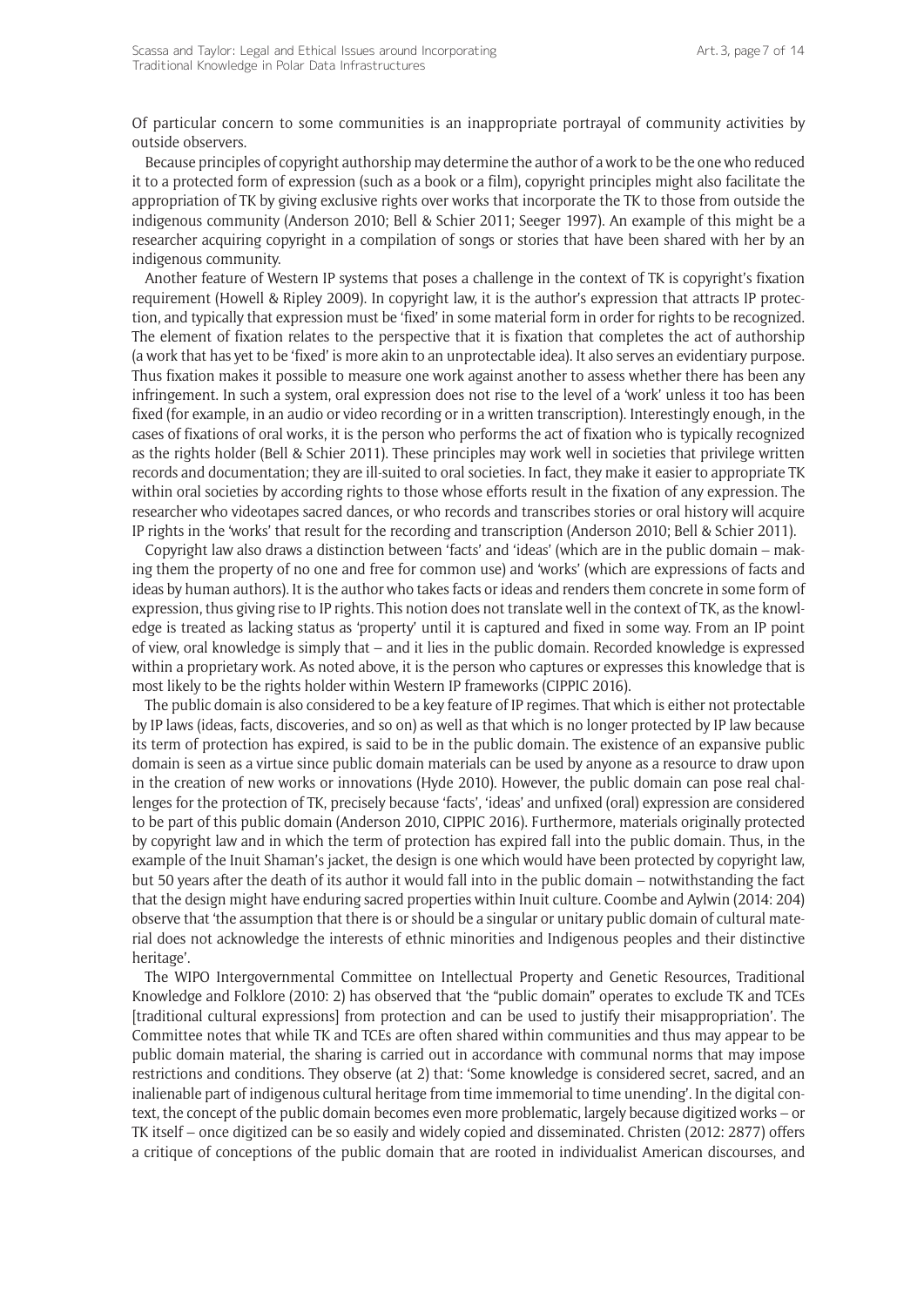Of particular concern to some communities is an inappropriate portrayal of community activities by outside observers.

Because principles of copyright authorship may determine the author of a work to be the one who reduced it to a protected form of expression (such as a book or a film), copyright principles might also facilitate the appropriation of TK by giving exclusive rights over works that incorporate the TK to those from outside the indigenous community (Anderson 2010; Bell & Schier 2011; Seeger 1997). An example of this might be a researcher acquiring copyright in a compilation of songs or stories that have been shared with her by an indigenous community.

Another feature of Western IP systems that poses a challenge in the context of TK is copyright's fixation requirement (Howell & Ripley 2009). In copyright law, it is the author's expression that attracts IP protection, and typically that expression must be 'fixed' in some material form in order for rights to be recognized. The element of fixation relates to the perspective that it is fixation that completes the act of authorship (a work that has yet to be 'fixed' is more akin to an unprotectable idea). It also serves an evidentiary purpose. Thus fixation makes it possible to measure one work against another to assess whether there has been any infringement. In such a system, oral expression does not rise to the level of a 'work' unless it too has been fixed (for example, in an audio or video recording or in a written transcription). Interestingly enough, in the cases of fixations of oral works, it is the person who performs the act of fixation who is typically recognized as the rights holder (Bell & Schier 2011). These principles may work well in societies that privilege written records and documentation; they are ill-suited to oral societies. In fact, they make it easier to appropriate TK within oral societies by according rights to those whose efforts result in the fixation of any expression. The researcher who videotapes sacred dances, or who records and transcribes stories or oral history will acquire IP rights in the 'works' that result for the recording and transcription (Anderson 2010; Bell & Schier 2011).

Copyright law also draws a distinction between 'facts' and 'ideas' (which are in the public domain – making them the property of no one and free for common use) and 'works' (which are expressions of facts and ideas by human authors). It is the author who takes facts or ideas and renders them concrete in some form of expression, thus giving rise to IP rights. This notion does not translate well in the context of TK, as the knowledge is treated as lacking status as 'property' until it is captured and fixed in some way. From an IP point of view, oral knowledge is simply that – and it lies in the public domain. Recorded knowledge is expressed within a proprietary work. As noted above, it is the person who captures or expresses this knowledge that is most likely to be the rights holder within Western IP frameworks (CIPPIC 2016).

The public domain is also considered to be a key feature of IP regimes. That which is either not protectable by IP laws (ideas, facts, discoveries, and so on) as well as that which is no longer protected by IP law because its term of protection has expired, is said to be in the public domain. The existence of an expansive public domain is seen as a virtue since public domain materials can be used by anyone as a resource to draw upon in the creation of new works or innovations (Hyde 2010). However, the public domain can pose real challenges for the protection of TK, precisely because 'facts', 'ideas' and unfixed (oral) expression are considered to be part of this public domain (Anderson 2010, CIPPIC 2016). Furthermore, materials originally protected by copyright law and in which the term of protection has expired fall into the public domain. Thus, in the example of the Inuit Shaman's jacket, the design is one which would have been protected by copyright law, but 50 years after the death of its author it would fall into in the public domain – notwithstanding the fact that the design might have enduring sacred properties within Inuit culture. Coombe and Aylwin (2014: 204) observe that 'the assumption that there is or should be a singular or unitary public domain of cultural material does not acknowledge the interests of ethnic minorities and Indigenous peoples and their distinctive heritage'.

The WIPO Intergovernmental Committee on Intellectual Property and Genetic Resources, Traditional Knowledge and Folklore (2010: 2) has observed that 'the "public domain" operates to exclude TK and TCEs [traditional cultural expressions] from protection and can be used to justify their misappropriation'. The Committee notes that while TK and TCEs are often shared within communities and thus may appear to be public domain material, the sharing is carried out in accordance with communal norms that may impose restrictions and conditions. They observe (at 2) that: 'Some knowledge is considered secret, sacred, and an inalienable part of indigenous cultural heritage from time immemorial to time unending'. In the digital context, the concept of the public domain becomes even more problematic, largely because digitized works – or TK itself – once digitized can be so easily and widely copied and disseminated. Christen (2012: 2877) offers a critique of conceptions of the public domain that are rooted in individualist American discourses, and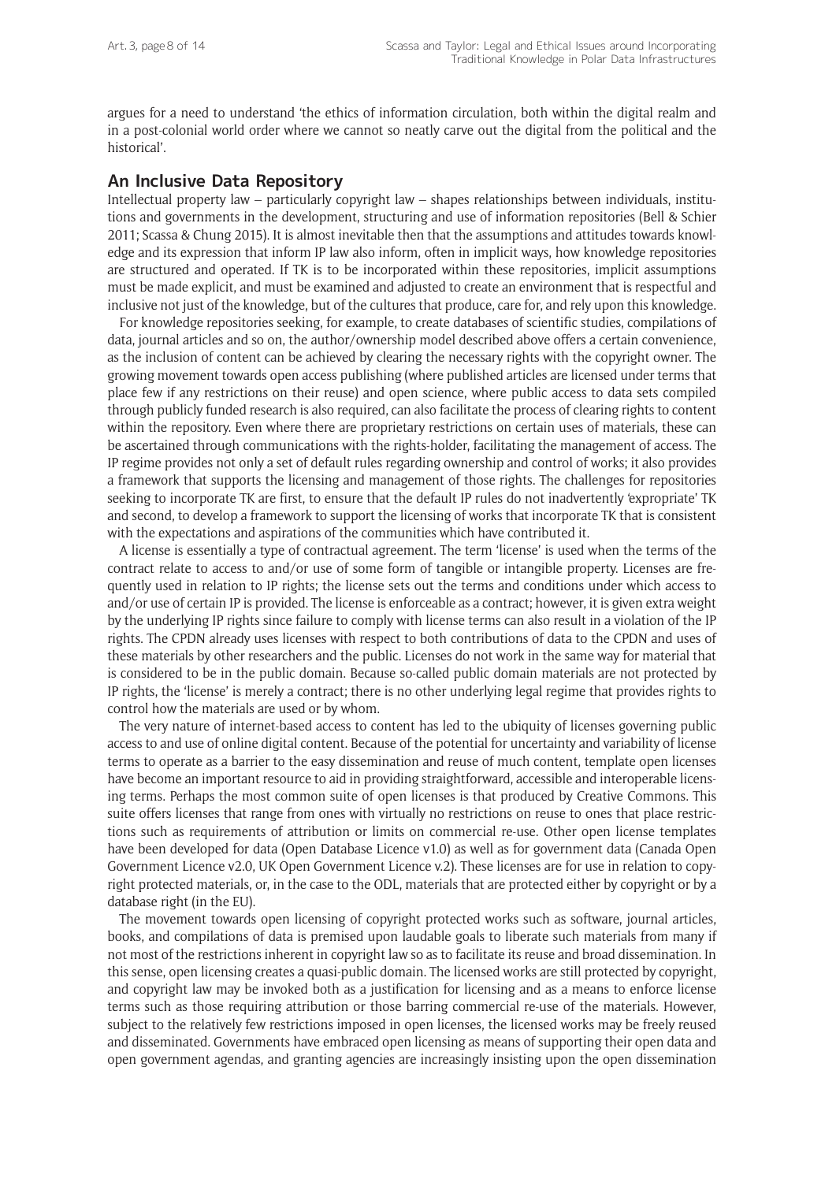argues for a need to understand 'the ethics of information circulation, both within the digital realm and in a post-colonial world order where we cannot so neatly carve out the digital from the political and the historical'.

## An Inclusive Data Repository

Intellectual property law – particularly copyright law – shapes relationships between individuals, institutions and governments in the development, structuring and use of information repositories (Bell & Schier 2011; Scassa & Chung 2015). It is almost inevitable then that the assumptions and attitudes towards knowledge and its expression that inform IP law also inform, often in implicit ways, how knowledge repositories are structured and operated. If TK is to be incorporated within these repositories, implicit assumptions must be made explicit, and must be examined and adjusted to create an environment that is respectful and inclusive not just of the knowledge, but of the cultures that produce, care for, and rely upon this knowledge.

For knowledge repositories seeking, for example, to create databases of scientific studies, compilations of data, journal articles and so on, the author/ownership model described above offers a certain convenience, as the inclusion of content can be achieved by clearing the necessary rights with the copyright owner. The growing movement towards open access publishing (where published articles are licensed under terms that place few if any restrictions on their reuse) and open science, where public access to data sets compiled through publicly funded research is also required, can also facilitate the process of clearing rights to content within the repository. Even where there are proprietary restrictions on certain uses of materials, these can be ascertained through communications with the rights-holder, facilitating the management of access. The IP regime provides not only a set of default rules regarding ownership and control of works; it also provides a framework that supports the licensing and management of those rights. The challenges for repositories seeking to incorporate TK are first, to ensure that the default IP rules do not inadvertently 'expropriate' TK and second, to develop a framework to support the licensing of works that incorporate TK that is consistent with the expectations and aspirations of the communities which have contributed it.

A license is essentially a type of contractual agreement. The term 'license' is used when the terms of the contract relate to access to and/or use of some form of tangible or intangible property. Licenses are frequently used in relation to IP rights; the license sets out the terms and conditions under which access to and/or use of certain IP is provided. The license is enforceable as a contract; however, it is given extra weight by the underlying IP rights since failure to comply with license terms can also result in a violation of the IP rights. The CPDN already uses licenses with respect to both contributions of data to the CPDN and uses of these materials by other researchers and the public. Licenses do not work in the same way for material that is considered to be in the public domain. Because so-called public domain materials are not protected by IP rights, the 'license' is merely a contract; there is no other underlying legal regime that provides rights to control how the materials are used or by whom.

The very nature of internet-based access to content has led to the ubiquity of licenses governing public access to and use of online digital content. Because of the potential for uncertainty and variability of license terms to operate as a barrier to the easy dissemination and reuse of much content, template open licenses have become an important resource to aid in providing straightforward, accessible and interoperable licensing terms. Perhaps the most common suite of open licenses is that produced by Creative Commons. This suite offers licenses that range from ones with virtually no restrictions on reuse to ones that place restrictions such as requirements of attribution or limits on commercial re-use. Other open license templates have been developed for data (Open Database Licence v1.0) as well as for government data (Canada Open Government Licence v2.0, UK Open Government Licence v.2). These licenses are for use in relation to copyright protected materials, or, in the case to the ODL, materials that are protected either by copyright or by a database right (in the EU).

The movement towards open licensing of copyright protected works such as software, journal articles, books, and compilations of data is premised upon laudable goals to liberate such materials from many if not most of the restrictions inherent in copyright law so as to facilitate its reuse and broad dissemination. In this sense, open licensing creates a quasi-public domain. The licensed works are still protected by copyright, and copyright law may be invoked both as a justification for licensing and as a means to enforce license terms such as those requiring attribution or those barring commercial re-use of the materials. However, subject to the relatively few restrictions imposed in open licenses, the licensed works may be freely reused and disseminated. Governments have embraced open licensing as means of supporting their open data and open government agendas, and granting agencies are increasingly insisting upon the open dissemination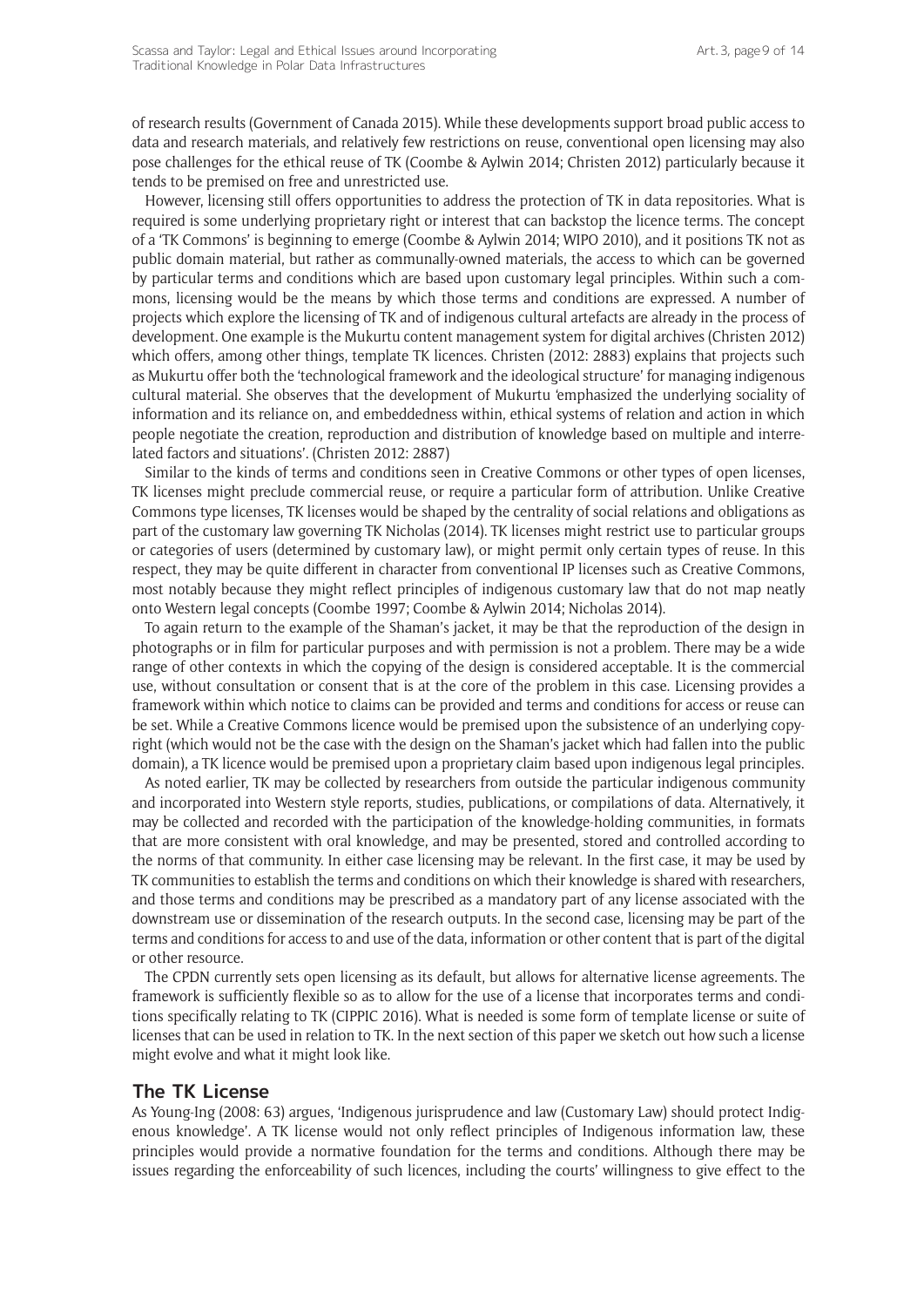of research results (Government of Canada 2015). While these developments support broad public access to data and research materials, and relatively few restrictions on reuse, conventional open licensing may also pose challenges for the ethical reuse of TK (Coombe & Aylwin 2014; Christen 2012) particularly because it tends to be premised on free and unrestricted use.

However, licensing still offers opportunities to address the protection of TK in data repositories. What is required is some underlying proprietary right or interest that can backstop the licence terms. The concept of a 'TK Commons' is beginning to emerge (Coombe & Aylwin 2014; WIPO 2010), and it positions TK not as public domain material, but rather as communally-owned materials, the access to which can be governed by particular terms and conditions which are based upon customary legal principles. Within such a commons, licensing would be the means by which those terms and conditions are expressed. A number of projects which explore the licensing of TK and of indigenous cultural artefacts are already in the process of development. One example is the Mukurtu content management system for digital archives (Christen 2012) which offers, among other things, template TK licences. Christen (2012: 2883) explains that projects such as Mukurtu offer both the 'technological framework and the ideological structure' for managing indigenous cultural material. She observes that the development of Mukurtu 'emphasized the underlying sociality of information and its reliance on, and embeddedness within, ethical systems of relation and action in which people negotiate the creation, reproduction and distribution of knowledge based on multiple and interrelated factors and situations'. (Christen 2012: 2887)

Similar to the kinds of terms and conditions seen in Creative Commons or other types of open licenses, TK licenses might preclude commercial reuse, or require a particular form of attribution. Unlike Creative Commons type licenses, TK licenses would be shaped by the centrality of social relations and obligations as part of the customary law governing TK Nicholas (2014). TK licenses might restrict use to particular groups or categories of users (determined by customary law), or might permit only certain types of reuse. In this respect, they may be quite different in character from conventional IP licenses such as Creative Commons, most notably because they might reflect principles of indigenous customary law that do not map neatly onto Western legal concepts (Coombe 1997; Coombe & Aylwin 2014; Nicholas 2014).

To again return to the example of the Shaman's jacket, it may be that the reproduction of the design in photographs or in film for particular purposes and with permission is not a problem. There may be a wide range of other contexts in which the copying of the design is considered acceptable. It is the commercial use, without consultation or consent that is at the core of the problem in this case. Licensing provides a framework within which notice to claims can be provided and terms and conditions for access or reuse can be set. While a Creative Commons licence would be premised upon the subsistence of an underlying copyright (which would not be the case with the design on the Shaman's jacket which had fallen into the public domain), a TK licence would be premised upon a proprietary claim based upon indigenous legal principles.

As noted earlier, TK may be collected by researchers from outside the particular indigenous community and incorporated into Western style reports, studies, publications, or compilations of data. Alternatively, it may be collected and recorded with the participation of the knowledge-holding communities, in formats that are more consistent with oral knowledge, and may be presented, stored and controlled according to the norms of that community. In either case licensing may be relevant. In the first case, it may be used by TK communities to establish the terms and conditions on which their knowledge is shared with researchers, and those terms and conditions may be prescribed as a mandatory part of any license associated with the downstream use or dissemination of the research outputs. In the second case, licensing may be part of the terms and conditions for access to and use of the data, information or other content that is part of the digital or other resource.

The CPDN currently sets open licensing as its default, but allows for alternative license agreements. The framework is sufficiently flexible so as to allow for the use of a license that incorporates terms and conditions specifically relating to TK (CIPPIC 2016). What is needed is some form of template license or suite of licenses that can be used in relation to TK. In the next section of this paper we sketch out how such a license might evolve and what it might look like.

## The TK License

As Young-Ing (2008: 63) argues, 'Indigenous jurisprudence and law (Customary Law) should protect Indigenous knowledge'. A TK license would not only reflect principles of Indigenous information law, these principles would provide a normative foundation for the terms and conditions. Although there may be issues regarding the enforceability of such licences, including the courts' willingness to give effect to the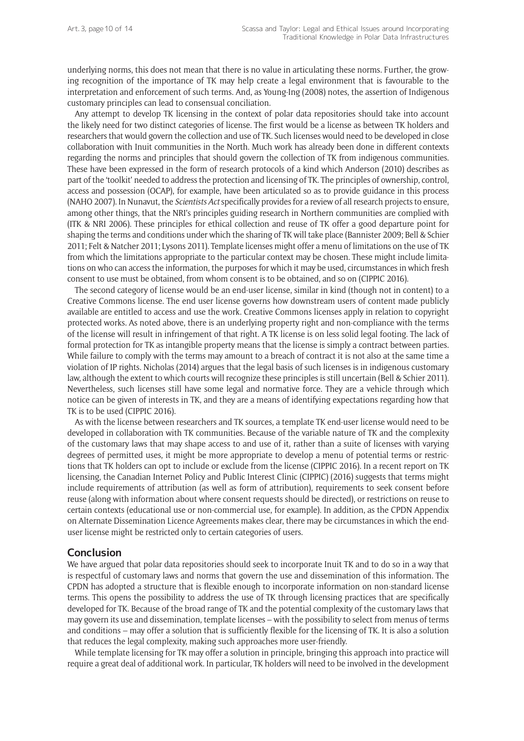underlying norms, this does not mean that there is no value in articulating these norms. Further, the growing recognition of the importance of TK may help create a legal environment that is favourable to the interpretation and enforcement of such terms. And, as Young-Ing (2008) notes, the assertion of Indigenous customary principles can lead to consensual conciliation.

Any attempt to develop TK licensing in the context of polar data repositories should take into account the likely need for two distinct categories of license. The first would be a license as between TK holders and researchers that would govern the collection and use of TK. Such licenses would need to be developed in close collaboration with Inuit communities in the North. Much work has already been done in different contexts regarding the norms and principles that should govern the collection of TK from indigenous communities. These have been expressed in the form of research protocols of a kind which Anderson (2010) describes as part of the 'toolkit' needed to address the protection and licensing of TK. The principles of ownership, control, access and possession (OCAP), for example, have been articulated so as to provide guidance in this process (NAHO 2007). In Nunavut, the *Scientists Act* specifically provides for a review of all research projects to ensure, among other things, that the NRI's principles guiding research in Northern communities are complied with (ITK & NRI 2006). These principles for ethical collection and reuse of TK offer a good departure point for shaping the terms and conditions under which the sharing of TK will take place (Bannister 2009; Bell & Schier 2011; Felt & Natcher 2011; Lysons 2011). Template licenses might offer a menu of limitations on the use of TK from which the limitations appropriate to the particular context may be chosen. These might include limitations on who can access the information, the purposes for which it may be used, circumstances in which fresh consent to use must be obtained, from whom consent is to be obtained, and so on (CIPPIC 2016).

The second category of license would be an end-user license, similar in kind (though not in content) to a Creative Commons license. The end user license governs how downstream users of content made publicly available are entitled to access and use the work. Creative Commons licenses apply in relation to copyright protected works. As noted above, there is an underlying property right and non-compliance with the terms of the license will result in infringement of that right. A TK license is on less solid legal footing. The lack of formal protection for TK as intangible property means that the license is simply a contract between parties. While failure to comply with the terms may amount to a breach of contract it is not also at the same time a violation of IP rights. Nicholas (2014) argues that the legal basis of such licenses is in indigenous customary law, although the extent to which courts will recognize these principles is still uncertain (Bell & Schier 2011). Nevertheless, such licenses still have some legal and normative force. They are a vehicle through which notice can be given of interests in TK, and they are a means of identifying expectations regarding how that TK is to be used (CIPPIC 2016).

As with the license between researchers and TK sources, a template TK end-user license would need to be developed in collaboration with TK communities. Because of the variable nature of TK and the complexity of the customary laws that may shape access to and use of it, rather than a suite of licenses with varying degrees of permitted uses, it might be more appropriate to develop a menu of potential terms or restrictions that TK holders can opt to include or exclude from the license (CIPPIC 2016). In a recent report on TK licensing, the Canadian Internet Policy and Public Interest Clinic (CIPPIC) (2016) suggests that terms might include requirements of attribution (as well as form of attribution), requirements to seek consent before reuse (along with information about where consent requests should be directed), or restrictions on reuse to certain contexts (educational use or non-commercial use, for example). In addition, as the CPDN Appendix on Alternate Dissemination Licence Agreements makes clear, there may be circumstances in which the end-user license might be restricted only to certain categories of users.

## Conclusion

We have argued that polar data repositories should seek to incorporate Inuit TK and to do so in a way that is respectful of customary laws and norms that govern the use and dissemination of this information. The CPDN has adopted a structure that is flexible enough to incorporate information on non-standard license terms. This opens the possibility to address the use of TK through licensing practices that are specifically developed for TK. Because of the broad range of TK and the potential complexity of the customary laws that may govern its use and dissemination, template licenses – with the possibility to select from menus of terms and conditions – may offer a solution that is sufficiently flexible for the licensing of TK. It is also a solution that reduces the legal complexity, making such approaches more user-friendly.

While template licensing for TK may offer a solution in principle, bringing this approach into practice will require a great deal of additional work. In particular, TK holders will need to be involved in the development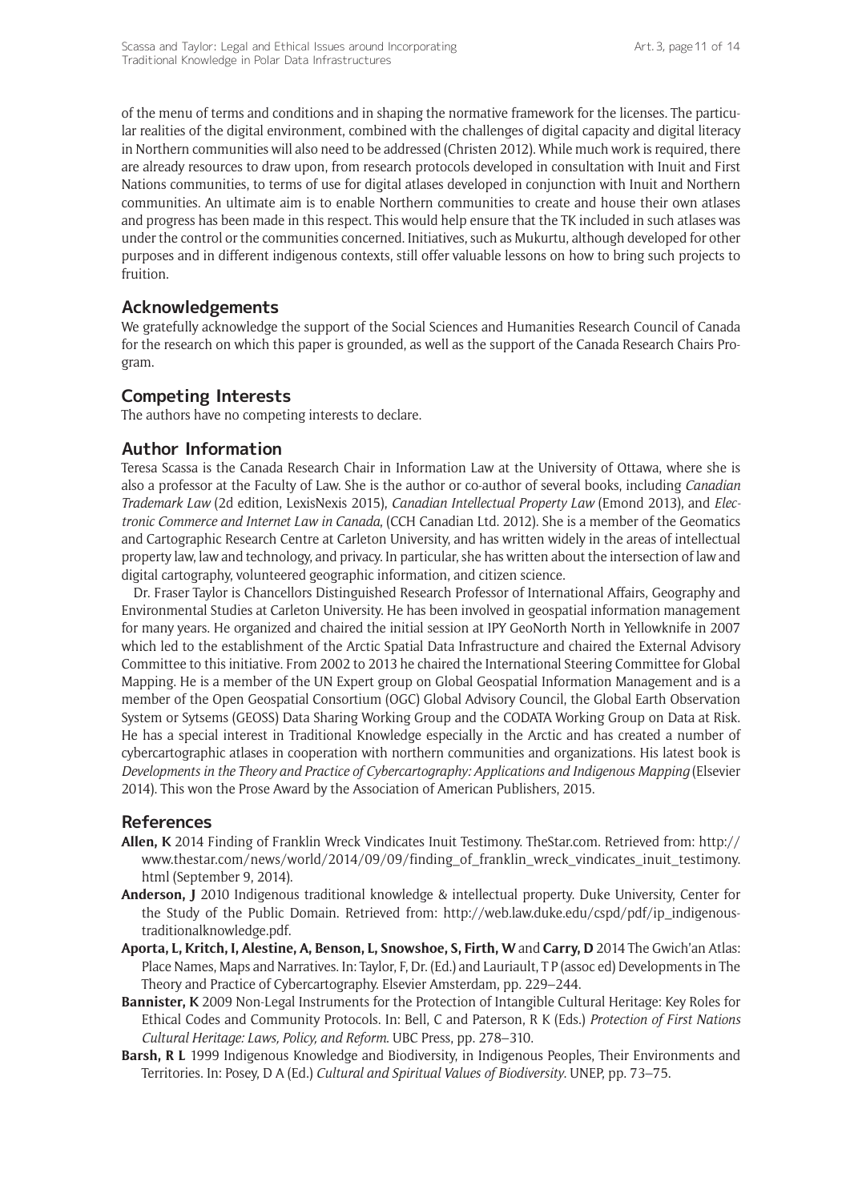of the menu of terms and conditions and in shaping the normative framework for the licenses. The particular realities of the digital environment, combined with the challenges of digital capacity and digital literacy in Northern communities will also need to be addressed (Christen 2012). While much work is required, there are already resources to draw upon, from research protocols developed in consultation with Inuit and First Nations communities, to terms of use for digital atlases developed in conjunction with Inuit and Northern communities. An ultimate aim is to enable Northern communities to create and house their own atlases and progress has been made in this respect. This would help ensure that the TK included in such atlases was under the control or the communities concerned. Initiatives, such as Mukurtu, although developed for other purposes and in different indigenous contexts, still offer valuable lessons on how to bring such projects to fruition.

## Acknowledgements

We gratefully acknowledge the support of the Social Sciences and Humanities Research Council of Canada for the research on which this paper is grounded, as well as the support of the Canada Research Chairs Program.

## Competing Interests

The authors have no competing interests to declare.

## Author Information

Teresa Scassa is the Canada Research Chair in Information Law at the University of Ottawa, where she is also a professor at the Faculty of Law. She is the author or co-author of several books, including *Canadian Trademark Law* (2d edition, LexisNexis 2015), *Canadian Intellectual Property Law* (Emond 2013), and *Electronic Commerce and Internet Law in Canada*, (CCH Canadian Ltd. 2012). She is a member of the Geomatics and Cartographic Research Centre at Carleton University, and has written widely in the areas of intellectual property law, law and technology, and privacy. In particular, she has written about the intersection of law and digital cartography, volunteered geographic information, and citizen science.

Dr. Fraser Taylor is Chancellors Distinguished Research Professor of International Affairs, Geography and Environmental Studies at Carleton University. He has been involved in geospatial information management for many years. He organized and chaired the initial session at IPY GeoNorth North in Yellowknife in 2007 which led to the establishment of the Arctic Spatial Data Infrastructure and chaired the External Advisory Committee to this initiative. From 2002 to 2013 he chaired the International Steering Committee for Global Mapping. He is a member of the UN Expert group on Global Geospatial Information Management and is a member of the Open Geospatial Consortium (OGC) Global Advisory Council, the Global Earth Observation System or Sytsems (GEOSS) Data Sharing Working Group and the CODATA Working Group on Data at Risk. He has a special interest in Traditional Knowledge especially in the Arctic and has created a number of cybercartographic atlases in cooperation with northern communities and organizations. His latest book is *Developments in the Theory and Practice of Cybercartography: Applications and Indigenous Mapping* (Elsevier 2014). This won the Prose Award by the Association of American Publishers, 2015.

## References

**Allen, K** 2014 Finding of Franklin Wreck Vindicates Inuit Testimony. TheStar.com. Retrieved from: http://www.thestar.com/news/world/2014/09/09/finding_of_franklin_wreck_vindicates_inuit_testimony.html (September 9, 2014).

**Anderson, J** 2010 Indigenous traditional knowledge & intellectual property. Duke University, Center for the Study of the Public Domain. Retrieved from: http://web.law.duke.edu/cspd/pdf/ip_indigenous-traditionalknowledge.pdf.

**Aporta, L, Kritch, I, Alestine, A, Benson, L, Snowshoe, S, Firth, W** and **Carry, D** 2014 The Gwich'an Atlas: Place Names, Maps and Narratives. In: Taylor, F, Dr. (Ed.) and Lauriault, T P (assoc ed) Developments in The Theory and Practice of Cybercartography. Elsevier Amsterdam, pp. 229–244.

**Bannister, K** 2009 Non-Legal Instruments for the Protection of Intangible Cultural Heritage: Key Roles for Ethical Codes and Community Protocols. In: Bell, C and Paterson, R K (Eds.) *Protection of First Nations Cultural Heritage: Laws, Policy, and Reform*. UBC Press, pp. 278–310.

**Barsh, R L** 1999 Indigenous Knowledge and Biodiversity, in Indigenous Peoples, Their Environments and Territories. In: Posey, D A (Ed.) *Cultural and Spiritual Values of Biodiversity*. UNEP, pp. 73–75.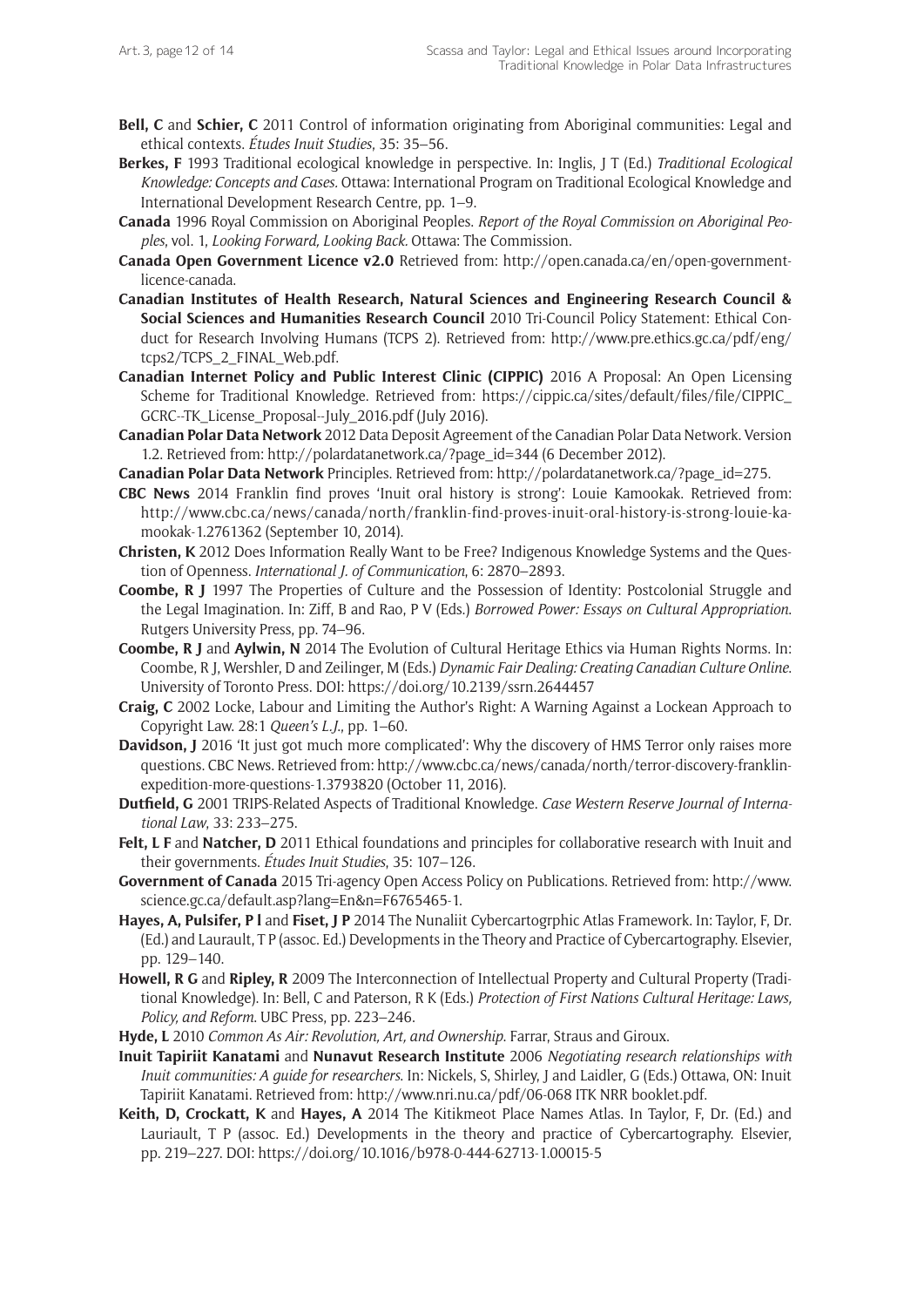**Bell, C** and **Schier, C** 2011 Control of information originating from Aboriginal communities: Legal and ethical contexts. *Études Inuit Studies*, 35: 35–56.

**Berkes, F** 1993 Traditional ecological knowledge in perspective. In: Inglis, J T (Ed.) *Traditional Ecological Knowledge: Concepts and Cases.* Ottawa: International Program on Traditional Ecological Knowledge and International Development Research Centre, pp. 1–9.

**Canada** 1996 Royal Commission on Aboriginal Peoples. *Report of the Royal Commission on Aboriginal Peoples*, vol. 1, *Looking Forward, Looking Back.* Ottawa: The Commission.

**Canada Open Government Licence v2.0** Retrieved from: http://open.canada.ca/en/open-government-licence-canada.

**Canadian Institutes of Health Research, Natural Sciences and Engineering Research Council & Social Sciences and Humanities Research Council** 2010 Tri-Council Policy Statement: Ethical Conduct for Research Involving Humans (TCPS 2). Retrieved from: http://www.pre.ethics.gc.ca/pdf/eng/tcps2/TCPS_2_FINAL_Web.pdf.

**Canadian Internet Policy and Public Interest Clinic (CIPPIC)** 2016 A Proposal: An Open Licensing Scheme for Traditional Knowledge. Retrieved from: https://cippic.ca/sites/default/files/file/CIPPIC_GCRC--TK_License_Proposal--July_2016.pdf (July 2016).

**Canadian Polar Data Network** 2012 Data Deposit Agreement of the Canadian Polar Data Network. Version 1.2. Retrieved from: http://polardatanetwork.ca/?page_id=344 (6 December 2012).

**Canadian Polar Data Network** Principles. Retrieved from: http://polardatanetwork.ca/?page_id=275.

**CBC News** 2014 Franklin find proves 'Inuit oral history is strong': Louie Kamookak. Retrieved from: http://www.cbc.ca/news/canada/north/franklin-find-proves-inuit-oral-history-is-strong-louie-kamookak-1.2761362 (September 10, 2014).

**Christen, K** 2012 Does Information Really Want to be Free? Indigenous Knowledge Systems and the Question of Openness. *International J. of Communication*, 6: 2870–2893.

**Coombe, R J** 1997 The Properties of Culture and the Possession of Identity: Postcolonial Struggle and the Legal Imagination. In: Ziff, B and Rao, P V (Eds.) *Borrowed Power: Essays on Cultural Appropriation*. Rutgers University Press, pp. 74–96.

**Coombe, R J** and **Aylwin, N** 2014 The Evolution of Cultural Heritage Ethics via Human Rights Norms. In: Coombe, R J, Wershler, D and Zeilinger, M (Eds.) *Dynamic Fair Dealing: Creating Canadian Culture Online*. University of Toronto Press. DOI: https://doi.org/10.2139/ssrn.2644457

**Craig, C** 2002 Locke, Labour and Limiting the Author's Right: A Warning Against a Lockean Approach to Copyright Law. 28:1 *Queen's L.J.*, pp. 1–60.

**Davidson, J** 2016 'It just got much more complicated': Why the discovery of HMS Terror only raises more questions. CBC News. Retrieved from: http://www.cbc.ca/news/canada/north/terror-discovery-franklin-expedition-more-questions-1.3793820 (October 11, 2016).

**Dutfield, G** 2001 TRIPS-Related Aspects of Traditional Knowledge. *Case Western Reserve Journal of International Law*, 33: 233–275.

**Felt, L F** and **Natcher, D** 2011 Ethical foundations and principles for collaborative research with Inuit and their governments. *Études Inuit Studies*, 35: 107–126.

**Government of Canada** 2015 Tri-agency Open Access Policy on Publications. Retrieved from: http://www.science.gc.ca/default.asp?lang=En&n=F6765465-1.

**Hayes, A, Pulsifer, P l** and **Fiset, J P** 2014 The Nunaliit Cybercartogrphic Atlas Framework. In: Taylor, F, Dr. (Ed.) and Laurault, T P (assoc. Ed.) Developments in the Theory and Practice of Cybercartography. Elsevier, pp. 129–140.

**Howell, R G** and **Ripley, R** 2009 The Interconnection of Intellectual Property and Cultural Property (Traditional Knowledge). In: Bell, C and Paterson, R K (Eds.) *Protection of First Nations Cultural Heritage: Laws, Policy, and Reform*. UBC Press, pp. 223–246.

**Hyde, L** 2010 *Common As Air: Revolution, Art, and Ownership*. Farrar, Straus and Giroux.

**Inuit Tapiriit Kanatami** and **Nunavut Research Institute** 2006 *Negotiating research relationships with Inuit communities: A guide for researchers.* In: Nickels, S, Shirley, J and Laidler, G (Eds.) Ottawa, ON: Inuit Tapiriit Kanatami. Retrieved from: http://www.nri.nu.ca/pdf/06-068 ITK NRR booklet.pdf.

**Keith, D, Crockatt, K** and **Hayes, A** 2014 The Kitikmeot Place Names Atlas. In Taylor, F, Dr. (Ed.) and Lauriault, T P (assoc. Ed.) Developments in the theory and practice of Cybercartography. Elsevier, pp. 219–227. DOI: https://doi.org/10.1016/b978-0-444-62713-1.00015-5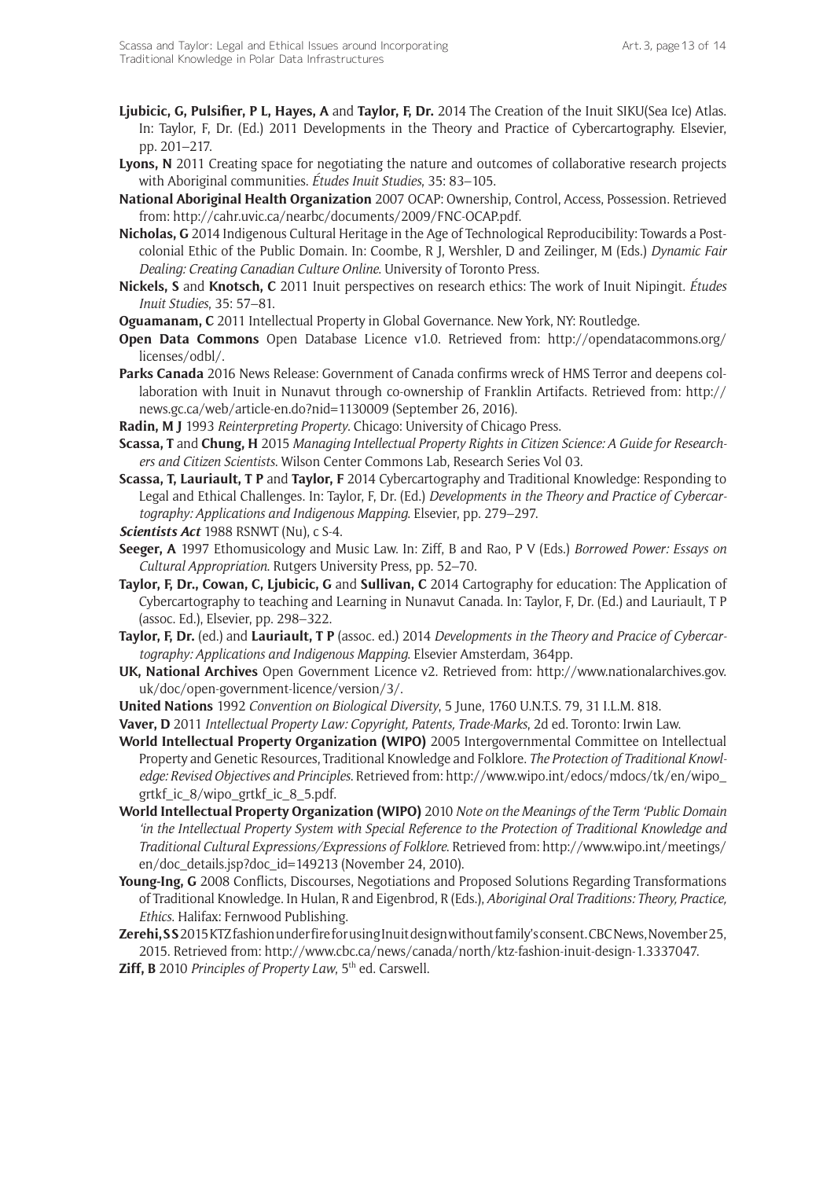**Ljubicic, G, Pulsifier, P L, Hayes, A** and **Taylor, F, Dr.** 2014 The Creation of the Inuit SIKU(Sea Ice) Atlas. In: Taylor, F, Dr. (Ed.) 2011 Developments in the Theory and Practice of Cybercartography. Elsevier, pp. 201–217.

**Lyons, N** 2011 Creating space for negotiating the nature and outcomes of collaborative research projects with Aboriginal communities. *Études Inuit Studies*, 35: 83–105.

**National Aboriginal Health Organization** 2007 OCAP: Ownership, Control, Access, Possession. Retrieved from: http://cahr.uvic.ca/nearbc/documents/2009/FNC-OCAP.pdf.

**Nicholas, G** 2014 Indigenous Cultural Heritage in the Age of Technological Reproducibility: Towards a Post-colonial Ethic of the Public Domain. In: Coombe, R J, Wershler, D and Zeilinger, M (Eds.) *Dynamic Fair Dealing: Creating Canadian Culture Online*. University of Toronto Press.

**Nickels, S** and **Knotsch, C** 2011 Inuit perspectives on research ethics: The work of Inuit Nipingit. *Études Inuit Studies*, 35: 57–81.

**Oguamanam, C** 2011 Intellectual Property in Global Governance. New York, NY: Routledge.

**Open Data Commons** Open Database Licence v1.0. Retrieved from: http://opendatacommons.org/licenses/odbl/.

**Parks Canada** 2016 News Release: Government of Canada confirms wreck of HMS Terror and deepens collaboration with Inuit in Nunavut through co-ownership of Franklin Artifacts. Retrieved from: http://news.gc.ca/web/article-en.do?nid=1130009 (September 26, 2016).

**Radin, M J** 1993 *Reinterpreting Property*. Chicago: University of Chicago Press.

**Scassa, T** and **Chung, H** 2015 *Managing Intellectual Property Rights in Citizen Science: A Guide for Researchers and Citizen Scientists*. Wilson Center Commons Lab, Research Series Vol 03.

**Scassa, T, Lauriault, T P** and **Taylor, F** 2014 Cybercartography and Traditional Knowledge: Responding to Legal and Ethical Challenges. In: Taylor, F, Dr. (Ed.) *Developments in the Theory and Practice of Cybercartography: Applications and Indigenous Mapping*. Elsevier, pp. 279–297.

***Scientists Act*** 1988 RSNWT (Nu), c S-4.

**Seeger, A** 1997 Ethomusicology and Music Law. In: Ziff, B and Rao, P V (Eds.) *Borrowed Power: Essays on Cultural Appropriation*. Rutgers University Press, pp. 52–70.

**Taylor, F, Dr., Cowan, C, Ljubicic, G** and **Sullivan, C** 2014 Cartography for education: The Application of Cybercartography to teaching and Learning in Nunavut Canada. In: Taylor, F, Dr. (Ed.) and Lauriault, T P (assoc. Ed.), Elsevier, pp. 298–322.

**Taylor, F, Dr.** (ed.) and **Lauriault, T P** (assoc. ed.) 2014 *Developments in the Theory and Pracice of Cybercartography: Applications and Indigenous Mapping*. Elsevier Amsterdam, 364pp.

**UK, National Archives** Open Government Licence v2. Retrieved from: http://www.nationalarchives.gov.uk/doc/open-government-licence/version/3/.

**United Nations** 1992 *Convention on Biological Diversity*, 5 June, 1760 U.N.T.S. 79, 31 I.L.M. 818.

**Vaver, D** 2011 *Intellectual Property Law: Copyright, Patents, Trade-Marks*, 2d ed. Toronto: Irwin Law.

**World Intellectual Property Organization (WIPO)** 2005 Intergovernmental Committee on Intellectual Property and Genetic Resources, Traditional Knowledge and Folklore. *The Protection of Traditional Knowledge: Revised Objectives and Principles*. Retrieved from: http://www.wipo.int/edocs/mdocs/tk/en/wipo_grtkf_ic_8/wipo_grtkf_ic_8_5.pdf.

**World Intellectual Property Organization (WIPO)** 2010 *Note on the Meanings of the Term 'Public Domain 'in the Intellectual Property System with Special Reference to the Protection of Traditional Knowledge and Traditional Cultural Expressions/Expressions of Folklore*. Retrieved from: http://www.wipo.int/meetings/en/doc_details.jsp?doc_id=149213 (November 24, 2010).

**Young-Ing, G** 2008 Conflicts, Discourses, Negotiations and Proposed Solutions Regarding Transformations of Traditional Knowledge. In Hulan, R and Eigenbrod, R (Eds.), *Aboriginal Oral Traditions: Theory, Practice, Ethics*. Halifax: Fernwood Publishing.

**Zerehi, S S** 2015 KTZ fashion under fire for using Inuit design without family's consent. CBC News, November 25, 2015. Retrieved from: http://www.cbc.ca/news/canada/north/ktz-fashion-inuit-design-1.3337047.

**Ziff, B** 2010 *Principles of Property Law*, 5th ed. Carswell.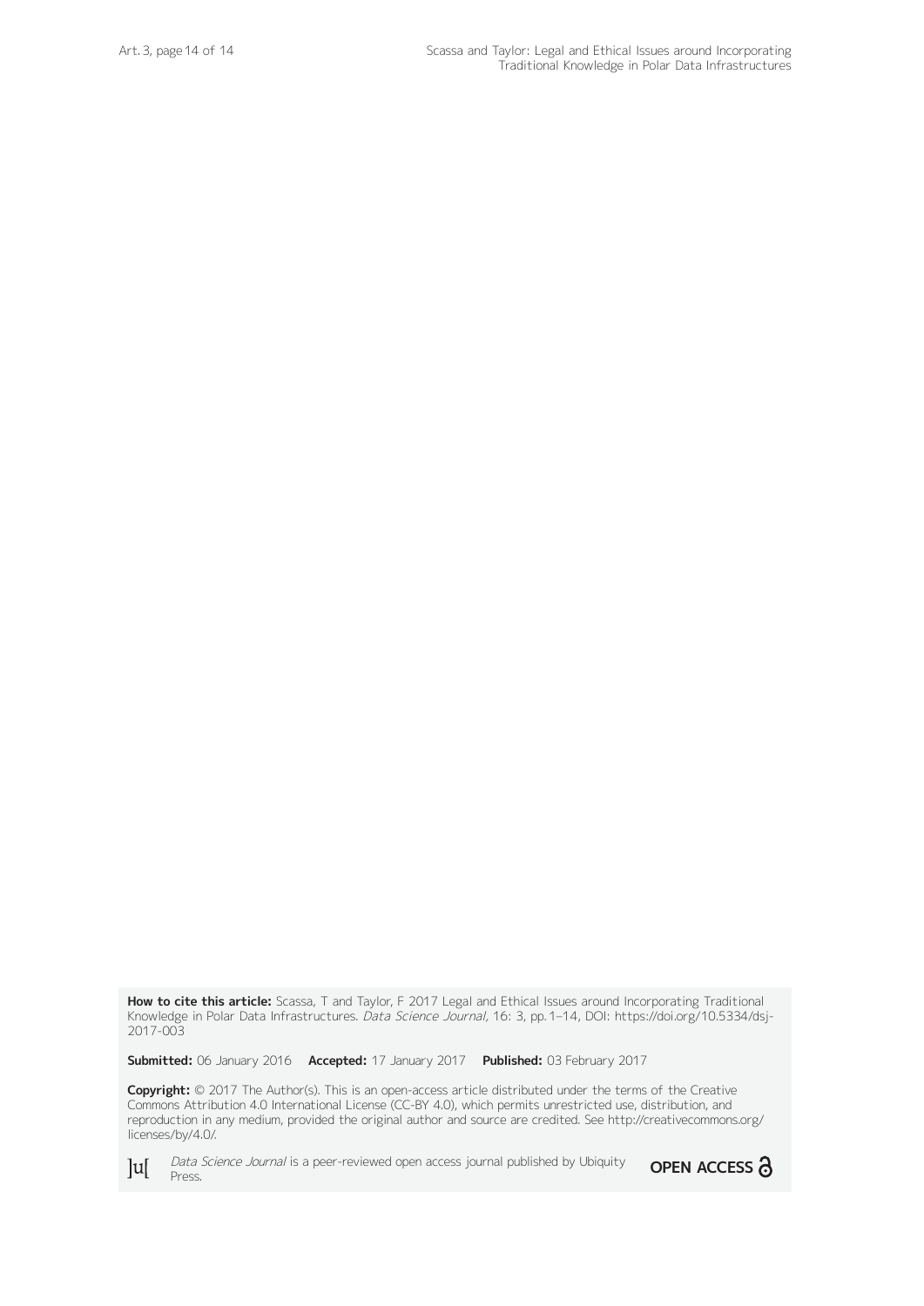**How to cite this article:** Scassa, T and Taylor, F 2017 Legal and Ethical Issues around Incorporating Traditional Knowledge in Polar Data Infrastructures. *Data Science Journal,* 16: 3, pp. 1–14, DOI: https://doi.org/10.5334/dsj-2017-003

**Submitted:** 06 January 2016 **Accepted:** 17 January 2017 **Published:** 03 February 2017

**Copyright:** © 2017 The Author(s). This is an open-access article distributed under the terms of the Creative Commons Attribution 4.0 International License (CC-BY 4.0), which permits unrestricted use, distribution, and reproduction in any medium, provided the original author and source are credited. See http://creativecommons.org/licenses/by/4.0/.

*Data Science Journal* is a peer-reviewed open access journal published by Ubiquity Press.

**OPEN ACCESS**